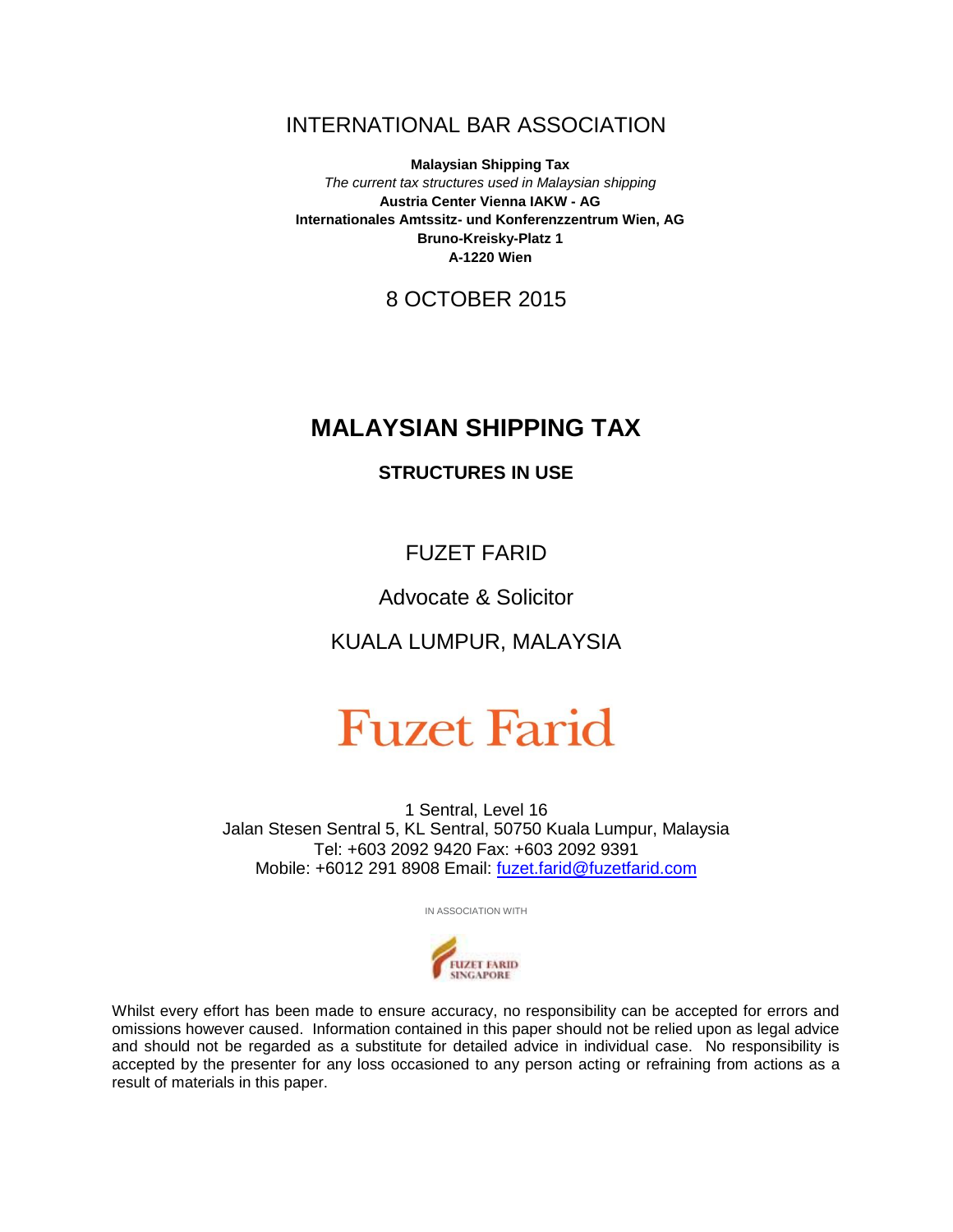INTERNATIONAL BAR ASSOCIATION

**Malaysian Shipping Tax**
*The current tax structures used in Malaysian shipping*
**Austria Center Vienna IAKW - AG**
**Internationales Amtssitz- und Konferenzzentrum Wien, AG**
**Bruno-Kreisky-Platz 1**
**A-1220 Wien**

8 OCTOBER 2015

# MALAYSIAN SHIPPING TAX

## STRUCTURES IN USE

FUZET FARID

Advocate & Solicitor

KUALA LUMPUR, MALAYSIA

Fuzet Farid

1 Sentral, Level 16
Jalan Stesen Sentral 5, KL Sentral, 50750 Kuala Lumpur, Malaysia
Tel: +603 2092 9420 Fax: +603 2092 9391
Mobile: +6012 291 8908 Email: fuzet.farid@fuzetfarid.com

IN ASSOCIATION WITH

FUZET FARID SINGAPORE

Whilst every effort has been made to ensure accuracy, no responsibility can be accepted for errors and omissions however caused. Information contained in this paper should not be relied upon as legal advice and should not be regarded as a substitute for detailed advice in individual case. No responsibility is accepted by the presenter for any loss occasioned to any person acting or refraining from actions as a result of materials in this paper.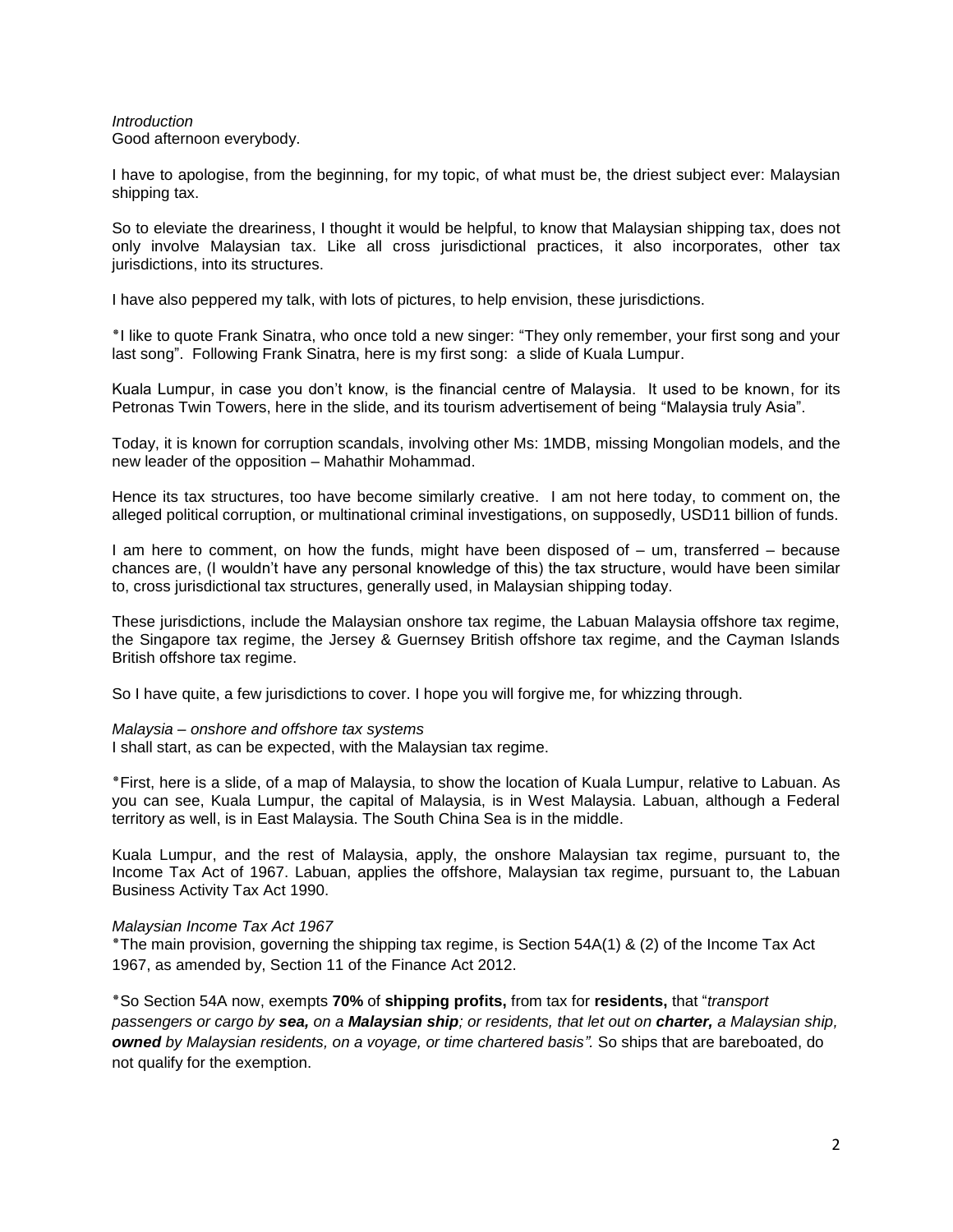*Introduction*
Good afternoon everybody.

I have to apologise, from the beginning, for my topic, of what must be, the driest subject ever: Malaysian shipping tax.

So to eleviate the dreariness, I thought it would be helpful, to know that Malaysian shipping tax, does not only involve Malaysian tax. Like all cross jurisdictional practices, it also incorporates, other tax jurisdictions, into its structures.

I have also peppered my talk, with lots of pictures, to help envision, these jurisdictions.

*I like to quote Frank Sinatra, who once told a new singer: "They only remember, your first song and your last song". Following Frank Sinatra, here is my first song: a slide of Kuala Lumpur.

Kuala Lumpur, in case you don't know, is the financial centre of Malaysia. It used to be known, for its Petronas Twin Towers, here in the slide, and its tourism advertisement of being "Malaysia truly Asia".

Today, it is known for corruption scandals, involving other Ms: 1MDB, missing Mongolian models, and the new leader of the opposition – Mahathir Mohammad.

Hence its tax structures, too have become similarly creative. I am not here today, to comment on, the alleged political corruption, or multinational criminal investigations, on supposedly, USD11 billion of funds.

I am here to comment, on how the funds, might have been disposed of – um, transferred – because chances are, (I wouldn't have any personal knowledge of this) the tax structure, would have been similar to, cross jurisdictional tax structures, generally used, in Malaysian shipping today.

These jurisdictions, include the Malaysian onshore tax regime, the Labuan Malaysia offshore tax regime, the Singapore tax regime, the Jersey & Guernsey British offshore tax regime, and the Cayman Islands British offshore tax regime.

So I have quite, a few jurisdictions to cover. I hope you will forgive me, for whizzing through.

*Malaysia – onshore and offshore tax systems*
I shall start, as can be expected, with the Malaysian tax regime.

*First, here is a slide, of a map of Malaysia, to show the location of Kuala Lumpur, relative to Labuan. As you can see, Kuala Lumpur, the capital of Malaysia, is in West Malaysia. Labuan, although a Federal territory as well, is in East Malaysia. The South China Sea is in the middle.

Kuala Lumpur, and the rest of Malaysia, apply, the onshore Malaysian tax regime, pursuant to, the Income Tax Act of 1967. Labuan, applies the offshore, Malaysian tax regime, pursuant to, the Labuan Business Activity Tax Act 1990.

*Malaysian Income Tax Act 1967*
*The main provision, governing the shipping tax regime, is Section 54A(1) & (2) of the Income Tax Act 1967, as amended by, Section 11 of the Finance Act 2012.

*So Section 54A now, exempts **70%** of **shipping profits,** from tax for **residents,** that "*transport passengers or cargo by **sea,** on a **Malaysian ship**; or residents, that let out on **charter,** a Malaysian ship, **owned** by Malaysian residents, on a voyage, or time chartered basis".* So ships that are bareboated, do not qualify for the exemption.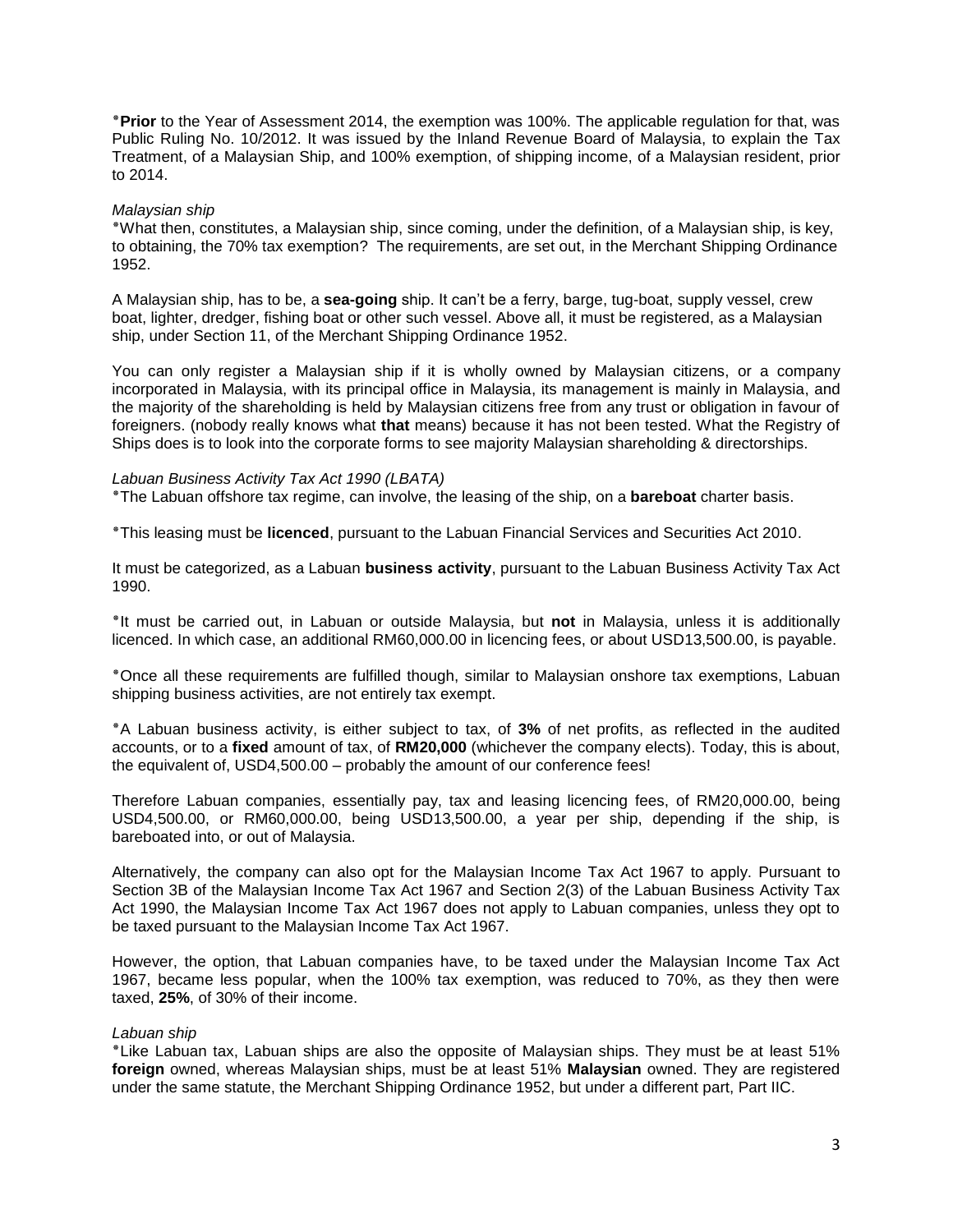*__Prior__ to the Year of Assessment 2014, the exemption was 100%. The applicable regulation for that, was Public Ruling No. 10/2012. It was issued by the Inland Revenue Board of Malaysia, to explain the Tax Treatment, of a Malaysian Ship, and 100% exemption, of shipping income, of a Malaysian resident, prior to 2014.

*Malaysian ship*

*What then, constitutes, a Malaysian ship, since coming, under the definition, of a Malaysian ship, is key, to obtaining, the 70% tax exemption? The requirements, are set out, in the Merchant Shipping Ordinance 1952.

A Malaysian ship, has to be, a **sea-going** ship. It can't be a ferry, barge, tug-boat, supply vessel, crew boat, lighter, dredger, fishing boat or other such vessel. Above all, it must be registered, as a Malaysian ship, under Section 11, of the Merchant Shipping Ordinance 1952.

You can only register a Malaysian ship if it is wholly owned by Malaysian citizens, or a company incorporated in Malaysia, with its principal office in Malaysia, its management is mainly in Malaysia, and the majority of the shareholding is held by Malaysian citizens free from any trust or obligation in favour of foreigners. (nobody really knows what **that** means) because it has not been tested. What the Registry of Ships does is to look into the corporate forms to see majority Malaysian shareholding & directorships.

*Labuan Business Activity Tax Act 1990 (LBATA)*

*The Labuan offshore tax regime, can involve, the leasing of the ship, on a **bareboat** charter basis.

*This leasing must be **licenced**, pursuant to the Labuan Financial Services and Securities Act 2010.

It must be categorized, as a Labuan **business activity**, pursuant to the Labuan Business Activity Tax Act 1990.

*It must be carried out, in Labuan or outside Malaysia, but **not** in Malaysia, unless it is additionally licenced. In which case, an additional RM60,000.00 in licencing fees, or about USD13,500.00, is payable.

*Once all these requirements are fulfilled though, similar to Malaysian onshore tax exemptions, Labuan shipping business activities, are not entirely tax exempt.

*A Labuan business activity, is either subject to tax, of **3%** of net profits, as reflected in the audited accounts, or to a **fixed** amount of tax, of **RM20,000** (whichever the company elects). Today, this is about, the equivalent of, USD4,500.00 – probably the amount of our conference fees!

Therefore Labuan companies, essentially pay, tax and leasing licencing fees, of RM20,000.00, being USD4,500.00, or RM60,000.00, being USD13,500.00, a year per ship, depending if the ship, is bareboated into, or out of Malaysia.

Alternatively, the company can also opt for the Malaysian Income Tax Act 1967 to apply. Pursuant to Section 3B of the Malaysian Income Tax Act 1967 and Section 2(3) of the Labuan Business Activity Tax Act 1990, the Malaysian Income Tax Act 1967 does not apply to Labuan companies, unless they opt to be taxed pursuant to the Malaysian Income Tax Act 1967.

However, the option, that Labuan companies have, to be taxed under the Malaysian Income Tax Act 1967, became less popular, when the 100% tax exemption, was reduced to 70%, as they then were taxed, **25%**, of 30% of their income.

*Labuan ship*

*Like Labuan tax, Labuan ships are also the opposite of Malaysian ships. They must be at least 51% **foreign** owned, whereas Malaysian ships, must be at least 51% **Malaysian** owned. They are registered under the same statute, the Merchant Shipping Ordinance 1952, but under a different part, Part IIC.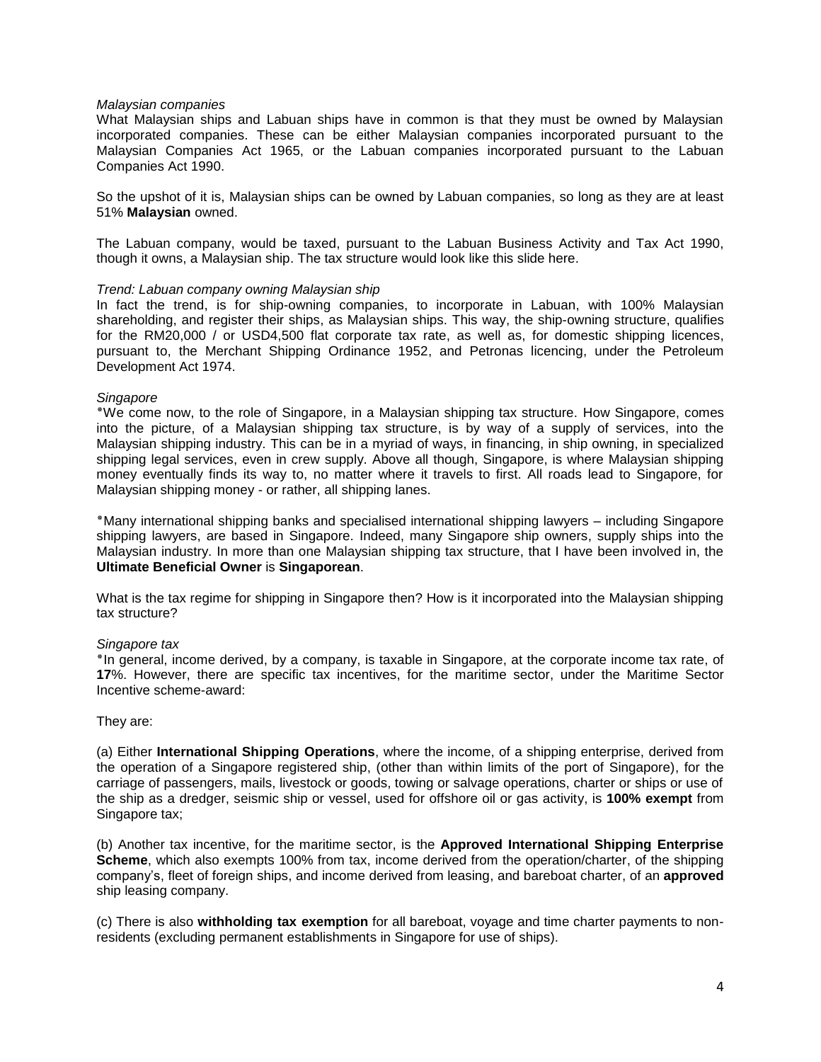*Malaysian companies*
What Malaysian ships and Labuan ships have in common is that they must be owned by Malaysian incorporated companies. These can be either Malaysian companies incorporated pursuant to the Malaysian Companies Act 1965, or the Labuan companies incorporated pursuant to the Labuan Companies Act 1990.

So the upshot of it is, Malaysian ships can be owned by Labuan companies, so long as they are at least 51% **Malaysian** owned.

The Labuan company, would be taxed, pursuant to the Labuan Business Activity and Tax Act 1990, though it owns, a Malaysian ship. The tax structure would look like this slide here.

*Trend: Labuan company owning Malaysian ship*
In fact the trend, is for ship-owning companies, to incorporate in Labuan, with 100% Malaysian shareholding, and register their ships, as Malaysian ships. This way, the ship-owning structure, qualifies for the RM20,000 / or USD4,500 flat corporate tax rate, as well as, for domestic shipping licences, pursuant to, the Merchant Shipping Ordinance 1952, and Petronas licencing, under the Petroleum Development Act 1974.

*Singapore*
*We come now, to the role of Singapore, in a Malaysian shipping tax structure. How Singapore, comes into the picture, of a Malaysian shipping tax structure, is by way of a supply of services, into the Malaysian shipping industry. This can be in a myriad of ways, in financing, in ship owning, in specialized shipping legal services, even in crew supply. Above all though, Singapore, is where Malaysian shipping money eventually finds its way to, no matter where it travels to first. All roads lead to Singapore, for Malaysian shipping money - or rather, all shipping lanes.

*Many international shipping banks and specialised international shipping lawyers – including Singapore shipping lawyers, are based in Singapore. Indeed, many Singapore ship owners, supply ships into the Malaysian industry. In more than one Malaysian shipping tax structure, that I have been involved in, the **Ultimate Beneficial Owner** is **Singaporean**.

What is the tax regime for shipping in Singapore then? How is it incorporated into the Malaysian shipping tax structure?

*Singapore tax*
*In general, income derived, by a company, is taxable in Singapore, at the corporate income tax rate, of **17**%. However, there are specific tax incentives, for the maritime sector, under the Maritime Sector Incentive scheme-award:

They are:

(a) Either **International Shipping Operations**, where the income, of a shipping enterprise, derived from the operation of a Singapore registered ship, (other than within limits of the port of Singapore), for the carriage of passengers, mails, livestock or goods, towing or salvage operations, charter or ships or use of the ship as a dredger, seismic ship or vessel, used for offshore oil or gas activity, is **100% exempt** from Singapore tax;

(b) Another tax incentive, for the maritime sector, is the **Approved International Shipping Enterprise Scheme**, which also exempts 100% from tax, income derived from the operation/charter, of the shipping company's, fleet of foreign ships, and income derived from leasing, and bareboat charter, of an **approved** ship leasing company.

(c) There is also **withholding tax exemption** for all bareboat, voyage and time charter payments to non-residents (excluding permanent establishments in Singapore for use of ships).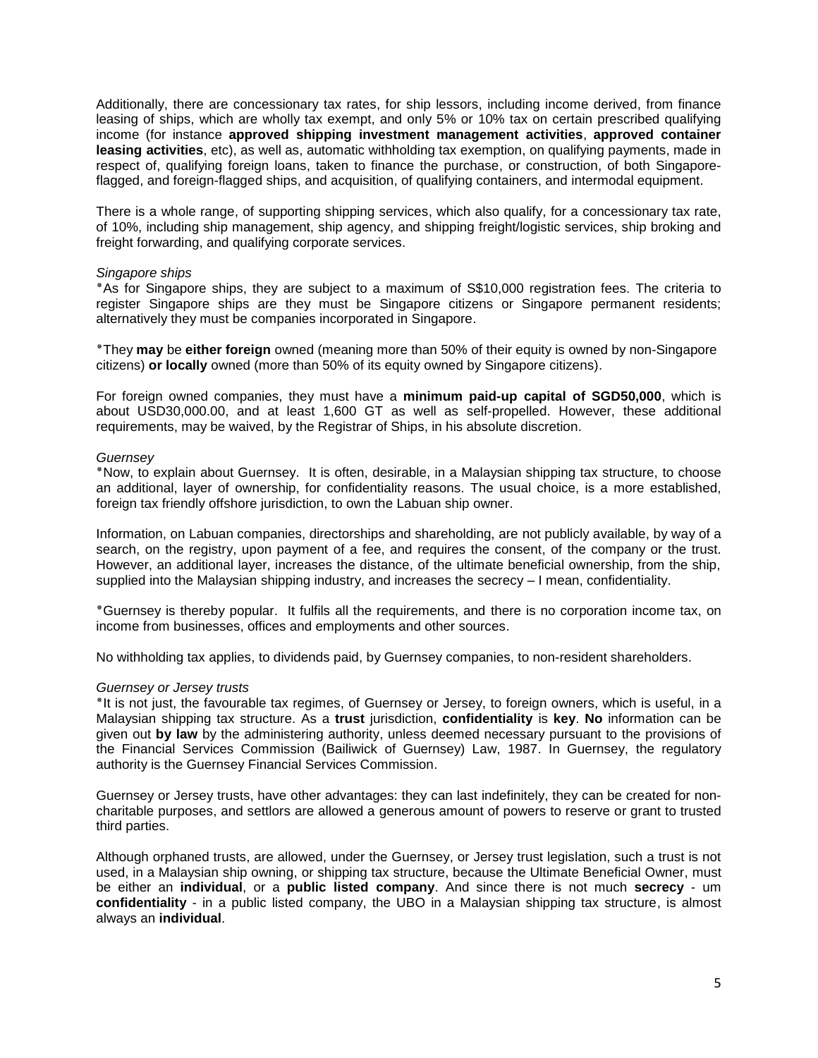Additionally, there are concessionary tax rates, for ship lessors, including income derived, from finance leasing of ships, which are wholly tax exempt, and only 5% or 10% tax on certain prescribed qualifying income (for instance **approved shipping investment management activities**, **approved container leasing activities**, etc), as well as, automatic withholding tax exemption, on qualifying payments, made in respect of, qualifying foreign loans, taken to finance the purchase, or construction, of both Singapore-flagged, and foreign-flagged ships, and acquisition, of qualifying containers, and intermodal equipment.

There is a whole range, of supporting shipping services, which also qualify, for a concessionary tax rate, of 10%, including ship management, ship agency, and shipping freight/logistic services, ship broking and freight forwarding, and qualifying corporate services.

*Singapore ships*

*As for Singapore ships, they are subject to a maximum of S$10,000 registration fees. The criteria to register Singapore ships are they must be Singapore citizens or Singapore permanent residents; alternatively they must be companies incorporated in Singapore.

*They **may** be **either foreign** owned (meaning more than 50% of their equity is owned by non-Singapore citizens) **or locally** owned (more than 50% of its equity owned by Singapore citizens).

For foreign owned companies, they must have a **minimum paid-up capital of SGD50,000**, which is about USD30,000.00, and at least 1,600 GT as well as self-propelled. However, these additional requirements, may be waived, by the Registrar of Ships, in his absolute discretion.

*Guernsey*

*Now, to explain about Guernsey. It is often, desirable, in a Malaysian shipping tax structure, to choose an additional, layer of ownership, for confidentiality reasons. The usual choice, is a more established, foreign tax friendly offshore jurisdiction, to own the Labuan ship owner.

Information, on Labuan companies, directorships and shareholding, are not publicly available, by way of a search, on the registry, upon payment of a fee, and requires the consent, of the company or the trust. However, an additional layer, increases the distance, of the ultimate beneficial ownership, from the ship, supplied into the Malaysian shipping industry, and increases the secrecy – I mean, confidentiality.

*Guernsey is thereby popular. It fulfils all the requirements, and there is no corporation income tax, on income from businesses, offices and employments and other sources.

No withholding tax applies, to dividends paid, by Guernsey companies, to non-resident shareholders.

*Guernsey or Jersey trusts*

*It is not just, the favourable tax regimes, of Guernsey or Jersey, to foreign owners, which is useful, in a Malaysian shipping tax structure. As a **trust** jurisdiction, **confidentiality** is **key**. **No** information can be given out **by law** by the administering authority, unless deemed necessary pursuant to the provisions of the Financial Services Commission (Bailiwick of Guernsey) Law, 1987. In Guernsey, the regulatory authority is the Guernsey Financial Services Commission.

Guernsey or Jersey trusts, have other advantages: they can last indefinitely, they can be created for non-charitable purposes, and settlors are allowed a generous amount of powers to reserve or grant to trusted third parties.

Although orphaned trusts, are allowed, under the Guernsey, or Jersey trust legislation, such a trust is not used, in a Malaysian ship owning, or shipping tax structure, because the Ultimate Beneficial Owner, must be either an **individual**, or a **public listed company**. And since there is not much **secrecy** - um **confidentiality** - in a public listed company, the UBO in a Malaysian shipping tax structure, is almost always an **individual**.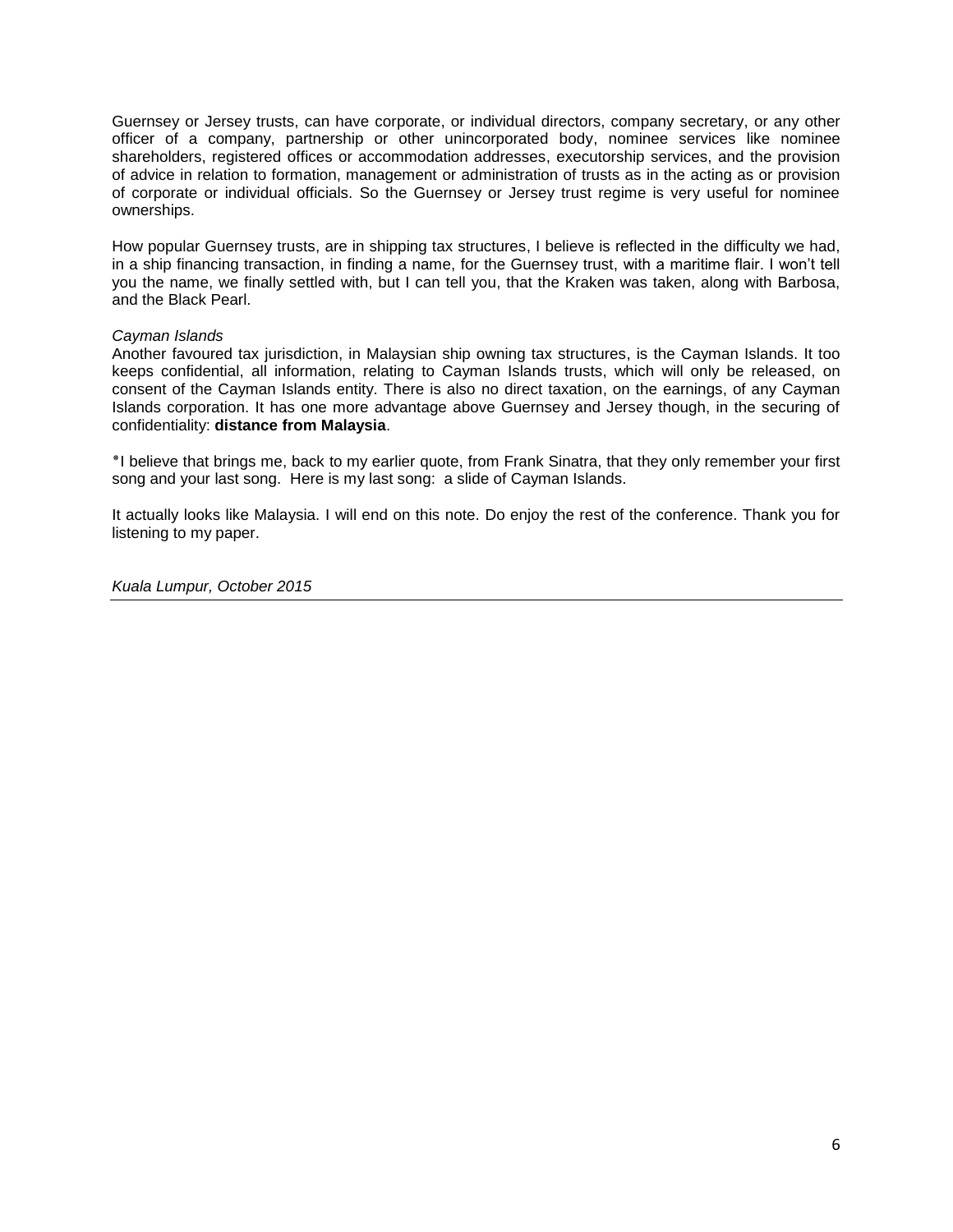Guernsey or Jersey trusts, can have corporate, or individual directors, company secretary, or any other officer of a company, partnership or other unincorporated body, nominee services like nominee shareholders, registered offices or accommodation addresses, executorship services, and the provision of advice in relation to formation, management or administration of trusts as in the acting as or provision of corporate or individual officials. So the Guernsey or Jersey trust regime is very useful for nominee ownerships.

How popular Guernsey trusts, are in shipping tax structures, I believe is reflected in the difficulty we had, in a ship financing transaction, in finding a name, for the Guernsey trust, with a maritime flair. I won't tell you the name, we finally settled with, but I can tell you, that the Kraken was taken, along with Barbosa, and the Black Pearl.

*Cayman Islands*

Another favoured tax jurisdiction, in Malaysian ship owning tax structures, is the Cayman Islands. It too keeps confidential, all information, relating to Cayman Islands trusts, which will only be released, on consent of the Cayman Islands entity. There is also no direct taxation, on the earnings, of any Cayman Islands corporation. It has one more advantage above Guernsey and Jersey though, in the securing of confidentiality: **distance from Malaysia**.

*I believe that brings me, back to my earlier quote, from Frank Sinatra, that they only remember your first song and your last song. Here is my last song: a slide of Cayman Islands.

It actually looks like Malaysia. I will end on this note. Do enjoy the rest of the conference. Thank you for listening to my paper.

*Kuala Lumpur, October 2015*